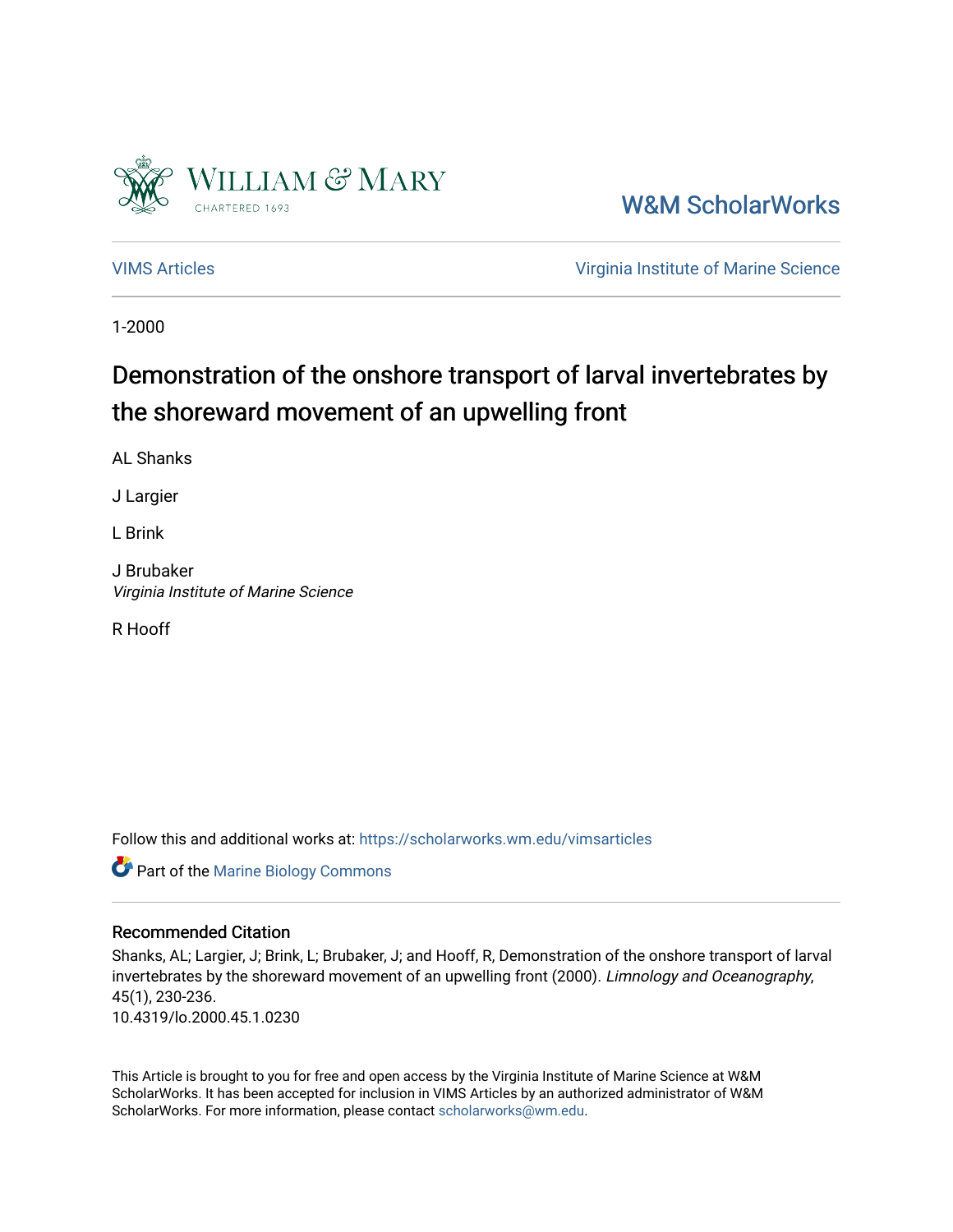W&M ScholarWorks

VIMS Articles

Virginia Institute of Marine Science

1-2000

# Demonstration of the onshore transport of larval invertebrates by the shoreward movement of an upwelling front

AL Shanks

J Largier

L Brink

J Brubaker
*Virginia Institute of Marine Science*

R Hooff

Follow this and additional works at: https://scholarworks.wm.edu/vimsarticles

Part of the Marine Biology Commons

## Recommended Citation

Shanks, AL; Largier, J; Brink, L; Brubaker, J; and Hooff, R, Demonstration of the onshore transport of larval invertebrates by the shoreward movement of an upwelling front (2000). *Limnology and Oceanography*, 45(1), 230-236.
10.4319/lo.2000.45.1.0230

This Article is brought to you for free and open access by the Virginia Institute of Marine Science at W&M ScholarWorks. It has been accepted for inclusion in VIMS Articles by an authorized administrator of W&M ScholarWorks. For more information, please contact scholarworks@wm.edu.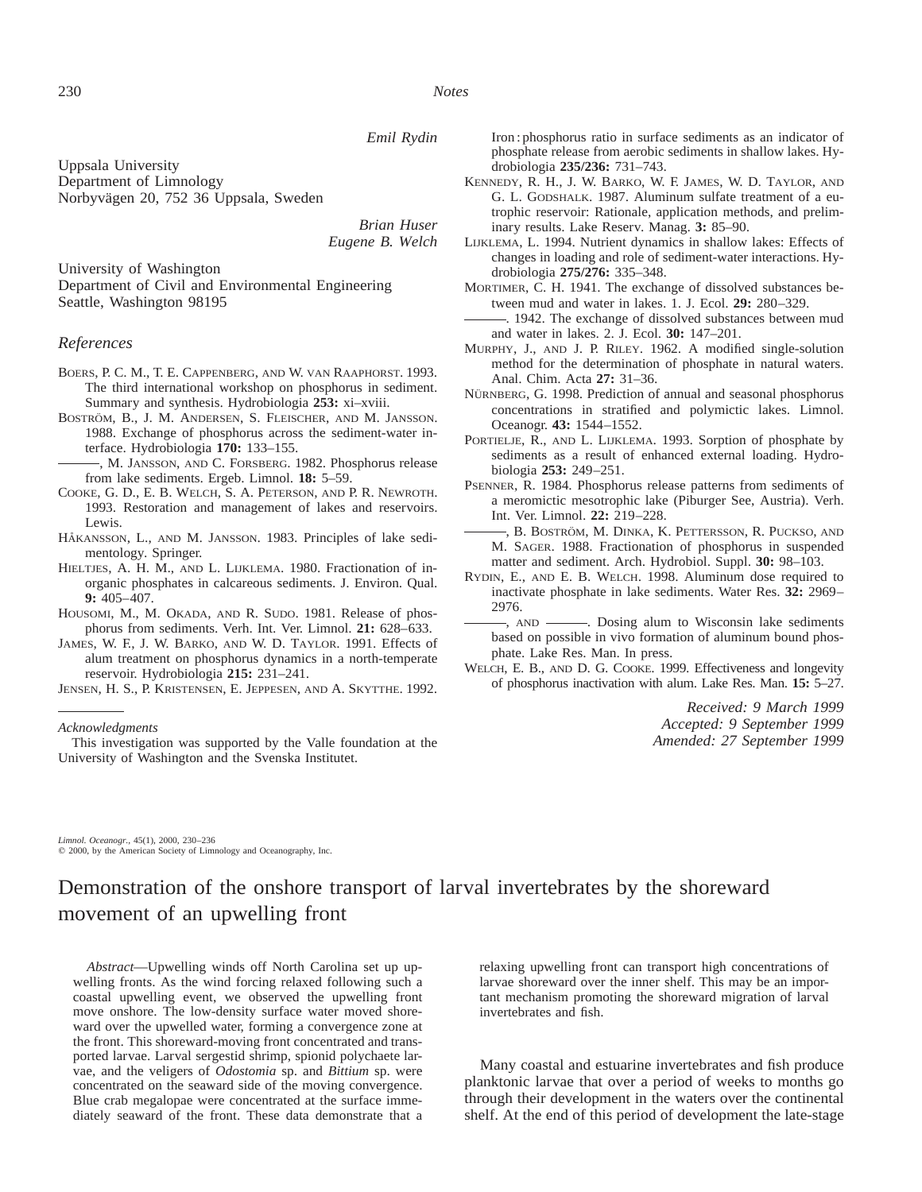*Emil Rydin*

Uppsala University
Department of Limnology
Norbyvägen 20, 752 36 Uppsala, Sweden

*Brian Huser*
*Eugene B. Welch*

University of Washington
Department of Civil and Environmental Engineering
Seattle, Washington 98195

## References

Boers, P. C. M., T. E. Cappenberg, and W. van Raaphorst. 1993. The third international workshop on phosphorus in sediment. Summary and synthesis. Hydrobiologia **253:** xi–xviii.

Boström, B., J. M. Andersen, S. Fleischer, and M. Jansson. 1988. Exchange of phosphorus across the sediment-water interface. Hydrobiologia **170:** 133–155.

———, M. Jansson, and C. Forsberg. 1982. Phosphorus release from lake sediments. Ergeb. Limnol. **18:** 5–59.

Cooke, G. D., E. B. Welch, S. A. Peterson, and P. R. Newroth. 1993. Restoration and management of lakes and reservoirs. Lewis.

Håkansson, L., and M. Jansson. 1983. Principles of lake sedimentology. Springer.

Hieltjes, A. H. M., and L. Lijklema. 1980. Fractionation of inorganic phosphates in calcareous sediments. J. Environ. Qual. **9:** 405–407.

Housomi, M., M. Okada, and R. Sudo. 1981. Release of phosphorus from sediments. Verh. Int. Ver. Limnol. **21:** 628–633.

James, W. F., J. W. Barko, and W. D. Taylor. 1991. Effects of alum treatment on phosphorus dynamics in a north-temperate reservoir. Hydrobiologia **215:** 231–241.

Jensen, H. S., P. Kristensen, E. Jeppesen, and A. Skytthe. 1992. Iron : phosphorus ratio in surface sediments as an indicator of phosphate release from aerobic sediments in shallow lakes. Hydrobiologia **235/236:** 731–743.

Kennedy, R. H., J. W. Barko, W. F. James, W. D. Taylor, and G. L. Godshalk. 1987. Aluminum sulfate treatment of a eutrophic reservoir: Rationale, application methods, and preliminary results. Lake Reserv. Manag. **3:** 85–90.

Lijklema, L. 1994. Nutrient dynamics in shallow lakes: Effects of changes in loading and role of sediment-water interactions. Hydrobiologia **275/276:** 335–348.

Mortimer, C. H. 1941. The exchange of dissolved substances between mud and water in lakes. 1. J. Ecol. **29:** 280–329.

———. 1942. The exchange of dissolved substances between mud and water in lakes. 2. J. Ecol. **30:** 147–201.

Murphy, J., and J. P. Riley. 1962. A modified single-solution method for the determination of phosphate in natural waters. Anal. Chim. Acta **27:** 31–36.

Nürnberg, G. 1998. Prediction of annual and seasonal phosphorus concentrations in stratified and polymictic lakes. Limnol. Oceanogr. **43:** 1544–1552.

Portielje, R., and L. Lijklema. 1993. Sorption of phosphate by sediments as a result of enhanced external loading. Hydrobiologia **253:** 249–251.

Psenner, R. 1984. Phosphorus release patterns from sediments of a meromictic mesotrophic lake (Piburger See, Austria). Verh. Int. Ver. Limnol. **22:** 219–228.

———, B. Boström, M. Dinka, K. Pettersson, R. Puckso, and M. Sager. 1988. Fractionation of phosphorus in suspended matter and sediment. Arch. Hydrobiol. Suppl. **30:** 98–103.

Rydin, E., and E. B. Welch. 1998. Aluminum dose required to inactivate phosphate in lake sediments. Water Res. **32:** 2969–2976.

———, and ———. Dosing alum to Wisconsin lake sediments based on possible in vivo formation of aluminum bound phosphate. Lake Res. Man. In press.

Welch, E. B., and D. G. Cooke. 1999. Effectiveness and longevity of phosphorus inactivation with alum. Lake Res. Man. **15:** 5–27.

*Received: 9 March 1999*
*Accepted: 9 September 1999*
*Amended: 27 September 1999*

*Acknowledgments*

This investigation was supported by the Valle foundation at the University of Washington and the Svenska Institutet.

*Limnol. Oceanogr.*, 45(1), 2000, 230–236
© 2000, by the American Society of Limnology and Oceanography, Inc.

# Demonstration of the onshore transport of larval invertebrates by the shoreward movement of an upwelling front

*Abstract*—Upwelling winds off North Carolina set up upwelling fronts. As the wind forcing relaxed following such a coastal upwelling event, we observed the upwelling front move onshore. The low-density surface water moved shoreward over the upwelled water, forming a convergence zone at the front. This shoreward-moving front concentrated and transported larvae. Larval sergestid shrimp, spionid polychaete larvae, and the veligers of *Odostomia* sp. and *Bittium* sp. were concentrated on the seaward side of the moving convergence. Blue crab megalopae were concentrated at the surface immediately seaward of the front. These data demonstrate that a relaxing upwelling front can transport high concentrations of larvae shoreward over the inner shelf. This may be an important mechanism promoting the shoreward migration of larval invertebrates and fish.

Many coastal and estuarine invertebrates and fish produce planktonic larvae that over a period of weeks to months go through their development in the waters over the continental shelf. At the end of this period of development the late-stage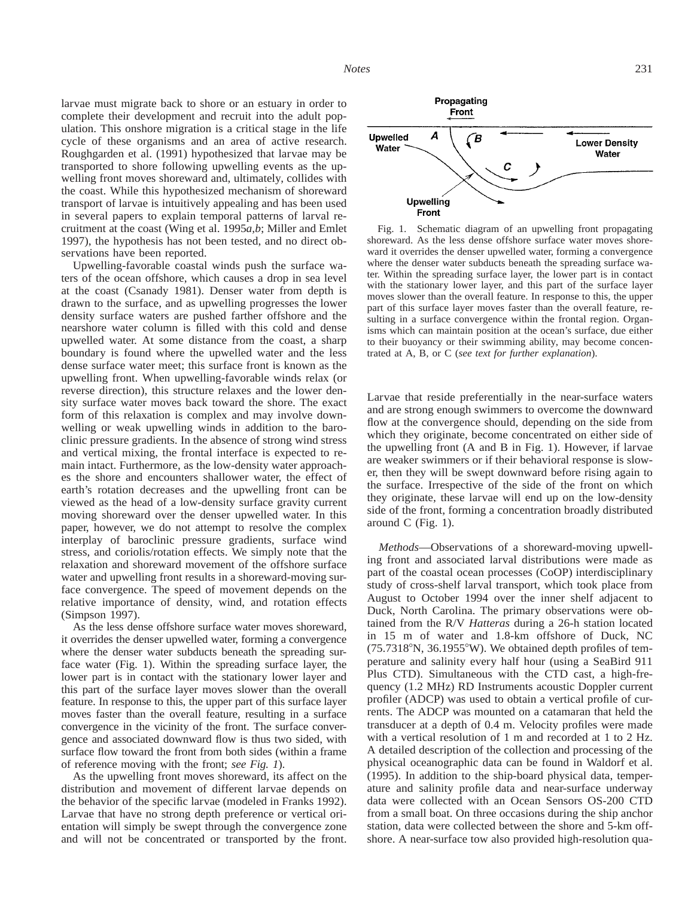larvae must migrate back to shore or an estuary in order to complete their development and recruit into the adult population. This onshore migration is a critical stage in the life cycle of these organisms and an area of active research. Roughgarden et al. (1991) hypothesized that larvae may be transported to shore following upwelling events as the upwelling front moves shoreward and, ultimately, collides with the coast. While this hypothesized mechanism of shoreward transport of larvae is intuitively appealing and has been used in several papers to explain temporal patterns of larval recruitment at the coast (Wing et al. 1995*a,b*; Miller and Emlet 1997), the hypothesis has not been tested, and no direct observations have been reported.

Upwelling-favorable coastal winds push the surface waters of the ocean offshore, which causes a drop in sea level at the coast (Csanady 1981). Denser water from depth is drawn to the surface, and as upwelling progresses the lower density surface waters are pushed farther offshore and the nearshore water column is filled with this cold and dense upwelled water. At some distance from the coast, a sharp boundary is found where the upwelled water and the less dense surface water meet; this surface front is known as the upwelling front. When upwelling-favorable winds relax (or reverse direction), this structure relaxes and the lower density surface water moves back toward the shore. The exact form of this relaxation is complex and may involve downwelling or weak upwelling winds in addition to the baroclinic pressure gradients. In the absence of strong wind stress and vertical mixing, the frontal interface is expected to remain intact. Furthermore, as the low-density water approaches the shore and encounters shallower water, the effect of earth's rotation decreases and the upwelling front can be viewed as the head of a low-density surface gravity current moving shoreward over the denser upwelled water. In this paper, however, we do not attempt to resolve the complex interplay of baroclinic pressure gradients, surface wind stress, and coriolis/rotation effects. We simply note that the relaxation and shoreward movement of the offshore surface water and upwelling front results in a shoreward-moving surface convergence. The speed of movement depends on the relative importance of density, wind, and rotation effects (Simpson 1997).

As the less dense offshore surface water moves shoreward, it overrides the denser upwelled water, forming a convergence where the denser water subducts beneath the spreading surface water (Fig. 1). Within the spreading surface layer, the lower part is in contact with the stationary lower layer and this part of the surface layer moves slower than the overall feature. In response to this, the upper part of this surface layer moves faster than the overall feature, resulting in a surface convergence in the vicinity of the front. The surface convergence and associated downward flow is thus two sided, with surface flow toward the front from both sides (within a frame of reference moving with the front; *see Fig. 1*).

As the upwelling front moves shoreward, its affect on the distribution and movement of different larvae depends on the behavior of the specific larvae (modeled in Franks 1992). Larvae that have no strong depth preference or vertical orientation will simply be swept through the convergence zone and will not be concentrated or transported by the front.

Propagating Front

Upwelled Water

A

B

C

Lower Density Water

Upwelling Front

Fig. 1. Schematic diagram of an upwelling front propagating shoreward. As the less dense offshore surface water moves shoreward it overrides the denser upwelled water, forming a convergence where the denser water subducts beneath the spreading surface water. Within the spreading surface layer, the lower part is in contact with the stationary lower layer, and this part of the surface layer moves slower than the overall feature. In response to this, the upper part of this surface layer moves faster than the overall feature, resulting in a surface convergence within the frontal region. Organisms which can maintain position at the ocean's surface, due either to their buoyancy or their swimming ability, may become concentrated at A, B, or C (*see text for further explanation*).

Larvae that reside preferentially in the near-surface waters and are strong enough swimmers to overcome the downward flow at the convergence should, depending on the side from which they originate, become concentrated on either side of the upwelling front (A and B in Fig. 1). However, if larvae are weaker swimmers or if their behavioral response is slower, then they will be swept downward before rising again to the surface. Irrespective of the side of the front on which they originate, these larvae will end up on the low-density side of the front, forming a concentration broadly distributed around C (Fig. 1).

*Methods*—Observations of a shoreward-moving upwelling front and associated larval distributions were made as part of the coastal ocean processes (CoOP) interdisciplinary study of cross-shelf larval transport, which took place from August to October 1994 over the inner shelf adjacent to Duck, North Carolina. The primary observations were obtained from the R/V *Hatteras* during a 26-h station located in 15 m of water and 1.8-km offshore of Duck, NC (75.7318°N, 36.1955°W). We obtained depth profiles of temperature and salinity every half hour (using a SeaBird 911 Plus CTD). Simultaneous with the CTD cast, a high-frequency (1.2 MHz) RD Instruments acoustic Doppler current profiler (ADCP) was used to obtain a vertical profile of currents. The ADCP was mounted on a catamaran that held the transducer at a depth of 0.4 m. Velocity profiles were made with a vertical resolution of 1 m and recorded at 1 to 2 Hz. A detailed description of the collection and processing of the physical oceanographic data can be found in Waldorf et al. (1995). In addition to the ship-board physical data, temperature and salinity profile data and near-surface underway data were collected with an Ocean Sensors OS-200 CTD from a small boat. On three occasions during the ship anchor station, data were collected between the shore and 5-km offshore. A near-surface tow also provided high-resolution qua-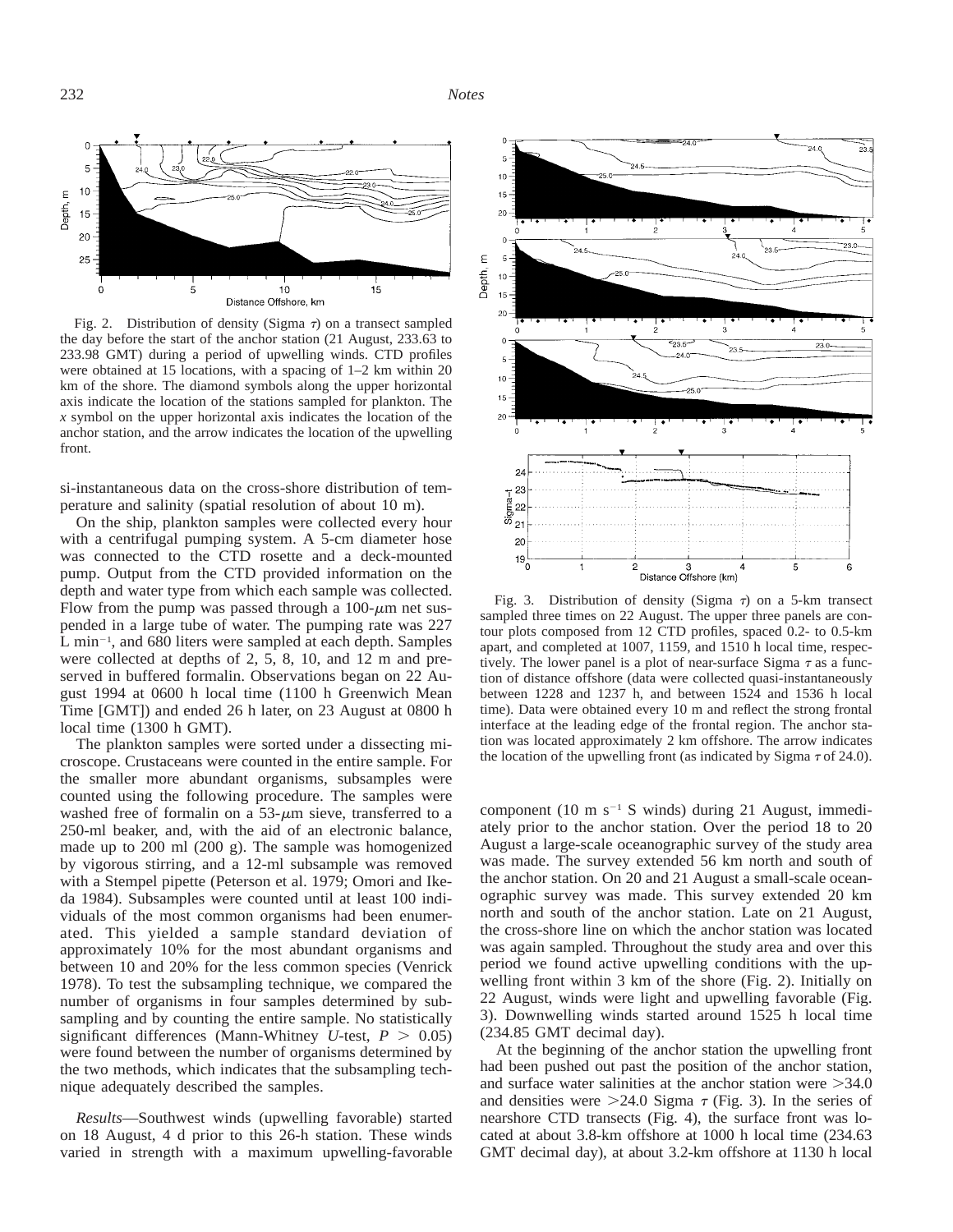0
5
10
15
20
25
Depth, m
0
5
10
15
Distance Offshore, km
22.0
24.0
23.0
22.0
23.0
24.0
25.0
25.0

Fig. 2. Distribution of density (Sigma $\tau$) on a transect sampled the day before the start of the anchor station (21 August, 233.63 to 233.98 GMT) during a period of upwelling winds. CTD profiles were obtained at 15 locations, with a spacing of 1–2 km within 20 km of the shore. The diamond symbols along the upper horizontal axis indicate the location of the stations sampled for plankton. The *x* symbol on the upper horizontal axis indicates the location of the anchor station, and the arrow indicates the location of the upwelling front.

si-instantaneous data on the cross-shore distribution of temperature and salinity (spatial resolution of about 10 m).

On the ship, plankton samples were collected every hour with a centrifugal pumping system. A 5-cm diameter hose was connected to the CTD rosette and a deck-mounted pump. Output from the CTD provided information on the depth and water type from which each sample was collected. Flow from the pump was passed through a 100-$\mu$m net suspended in a large tube of water. The pumping rate was 227 L min$^{-1}$, and 680 liters were sampled at each depth. Samples were collected at depths of 2, 5, 8, 10, and 12 m and preserved in buffered formalin. Observations began on 22 August 1994 at 0600 h local time (1100 h Greenwich Mean Time [GMT]) and ended 26 h later, on 23 August at 0800 h local time (1300 h GMT).

The plankton samples were sorted under a dissecting microscope. Crustaceans were counted in the entire sample. For the smaller more abundant organisms, subsamples were counted using the following procedure. The samples were washed free of formalin on a 53-$\mu$m sieve, transferred to a 250-ml beaker, and, with the aid of an electronic balance, made up to 200 ml (200 g). The sample was homogenized by vigorous stirring, and a 12-ml subsample was removed with a Stempel pipette (Peterson et al. 1979; Omori and Ikeda 1984). Subsamples were counted until at least 100 individuals of the most common organisms had been enumerated. This yielded a sample standard deviation of approximately 10% for the most abundant organisms and between 10 and 20% for the less common species (Venrick 1978). To test the subsampling technique, we compared the number of organisms in four samples determined by subsampling and by counting the entire sample. No statistically significant differences (Mann-Whitney *U*-test, $P > 0.05$) were found between the number of organisms determined by the two methods, which indicates that the subsampling technique adequately described the samples.

*Results*—Southwest winds (upwelling favorable) started on 18 August, 4 d prior to this 26-h station. These winds varied in strength with a maximum upwelling-favorable component (10 m s$^{-1}$ S winds) during 21 August, immediately prior to the anchor station. Over the period 18 to 20 August a large-scale oceanographic survey of the study area was made. The survey extended 56 km north and south of the anchor station. On 20 and 21 August a small-scale oceanographic survey was made. This survey extended 20 km north and south of the anchor station. Late on 21 August, the cross-shore line on which the anchor station was located was again sampled. Throughout the study area and over this period we found active upwelling conditions with the upwelling front within 3 km of the shore (Fig. 2). Initially on 22 August, winds were light and upwelling favorable (Fig. 3). Downwelling winds started around 1525 h local time (234.85 GMT decimal day).

Depth, m
Sigma-t
Distance Offshore (km)
24.0
24.5
25.0
23.5
23.0
23.5

Fig. 3. Distribution of density (Sigma $\tau$) on a 5-km transect sampled three times on 22 August. The upper three panels are contour plots composed from 12 CTD profiles, spaced 0.2- to 0.5-km apart, and completed at 1007, 1159, and 1510 h local time, respectively. The lower panel is a plot of near-surface Sigma $\tau$ as a function of distance offshore (data were collected quasi-instantaneously between 1228 and 1237 h, and between 1524 and 1536 h local time). Data were obtained every 10 m and reflect the strong frontal interface at the leading edge of the frontal region. The anchor station was located approximately 2 km offshore. The arrow indicates the location of the upwelling front (as indicated by Sigma $\tau$ of 24.0).

At the beginning of the anchor station the upwelling front had been pushed out past the position of the anchor station, and surface water salinities at the anchor station were >34.0 and densities were >24.0 Sigma $\tau$ (Fig. 3). In the series of nearshore CTD transects (Fig. 4), the surface front was located at about 3.8-km offshore at 1000 h local time (234.63 GMT decimal day), at about 3.2-km offshore at 1130 h local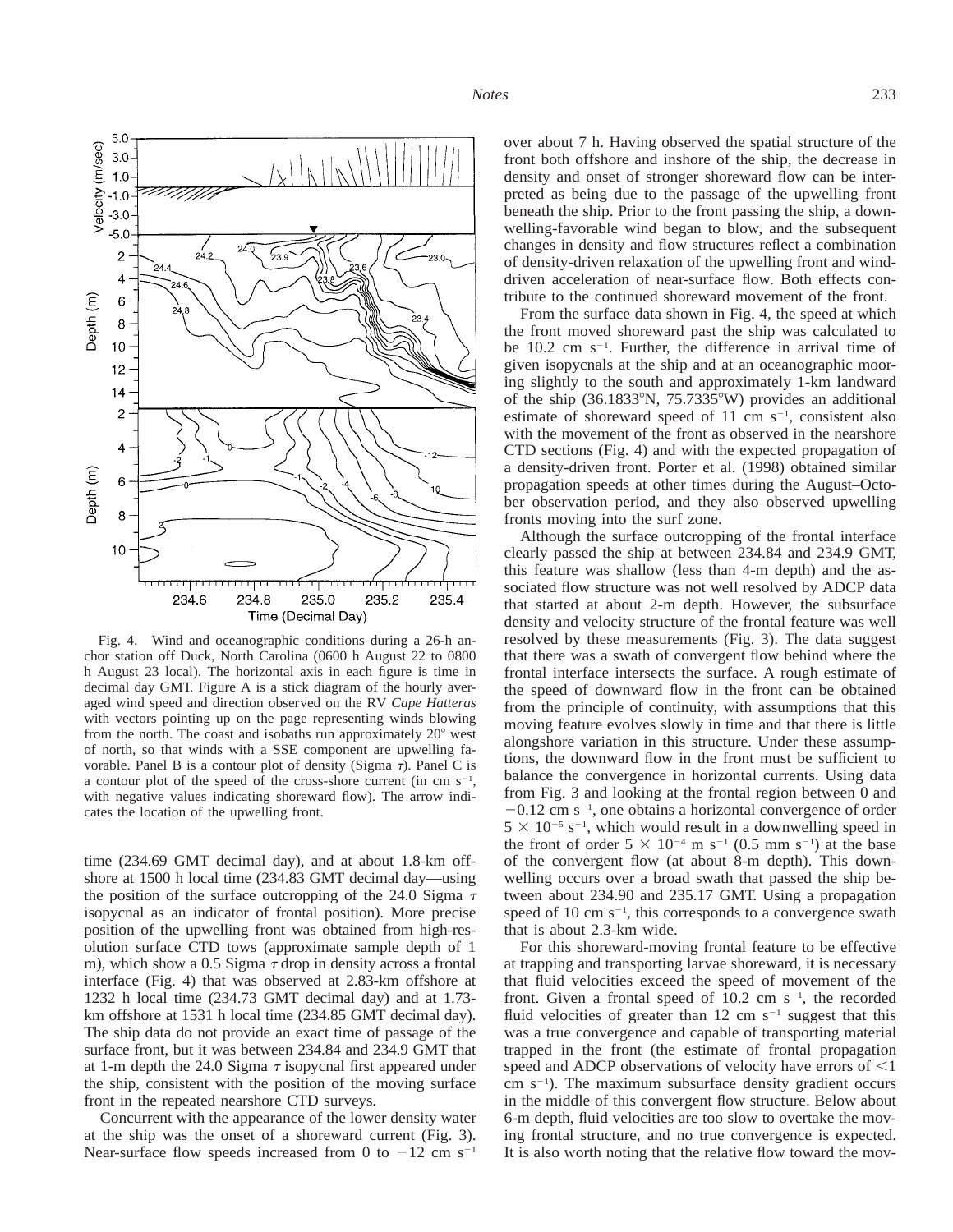Velocity (m/sec)
5.0
3.0
1.0
-1.0
-3.0
-5.0

Depth (m)
2
4
6
8
10
12
14

24.0 24.2 24.4 24.6 24.8 23.9 23.8 23.6 23.4 23.0

Depth (m)
2
4
6
8
10

-2 -1 0 0 2 -1 -2 -4 -6 -8 -10 -12

234.6 234.8 235.0 235.2 235.4

Time (Decimal Day)

Fig. 4. Wind and oceanographic conditions during a 26-h anchor station off Duck, North Carolina (0600 h August 22 to 0800 h August 23 local). The horizontal axis in each figure is time in decimal day GMT. Figure A is a stick diagram of the hourly averaged wind speed and direction observed on the RV *Cape Hatteras* with vectors pointing up on the page representing winds blowing from the north. The coast and isobaths run approximately 20° west of north, so that winds with a SSE component are upwelling favorable. Panel B is a contour plot of density (Sigma $\tau$). Panel C is a contour plot of the speed of the cross-shore current (in cm $s^{-1}$, with negative values indicating shoreward flow). The arrow indicates the location of the upwelling front.

time (234.69 GMT decimal day), and at about 1.8-km offshore at 1500 h local time (234.83 GMT decimal day—using the position of the surface outcropping of the 24.0 Sigma $\tau$ isopycnal as an indicator of frontal position). More precise position of the upwelling front was obtained from high-resolution surface CTD tows (approximate sample depth of 1 m), which show a 0.5 Sigma $\tau$ drop in density across a frontal interface (Fig. 4) that was observed at 2.83-km offshore at 1232 h local time (234.73 GMT decimal day) and at 1.73-km offshore at 1531 h local time (234.85 GMT decimal day). The ship data do not provide an exact time of passage of the surface front, but it was between 234.84 and 234.9 GMT that at 1-m depth the 24.0 Sigma $\tau$ isopycnal first appeared under the ship, consistent with the position of the moving surface front in the repeated nearshore CTD surveys.

Concurrent with the appearance of the lower density water at the ship was the onset of a shoreward current (Fig. 3). Near-surface flow speeds increased from 0 to $-12$ cm $s^{-1}$ over about 7 h. Having observed the spatial structure of the front both offshore and inshore of the ship, the decrease in density and onset of stronger shoreward flow can be interpreted as being due to the passage of the upwelling front beneath the ship. Prior to the front passing the ship, a downwelling-favorable wind began to blow, and the subsequent changes in density and flow structures reflect a combination of density-driven relaxation of the upwelling front and wind-driven acceleration of near-surface flow. Both effects contribute to the continued shoreward movement of the front.

From the surface data shown in Fig. 4, the speed at which the front moved shoreward past the ship was calculated to be 10.2 cm $s^{-1}$. Further, the difference in arrival time of given isopycnals at the ship and at an oceanographic mooring slightly to the south and approximately 1-km landward of the ship (36.1833°N, 75.7335°W) provides an additional estimate of shoreward speed of 11 cm $s^{-1}$, consistent also with the movement of the front as observed in the nearshore CTD sections (Fig. 4) and with the expected propagation of a density-driven front. Porter et al. (1998) obtained similar propagation speeds at other times during the August–October observation period, and they also observed upwelling fronts moving into the surf zone.

Although the surface outcropping of the frontal interface clearly passed the ship at between 234.84 and 234.9 GMT, this feature was shallow (less than 4-m depth) and the associated flow structure was not well resolved by ADCP data that started at about 2-m depth. However, the subsurface density and velocity structure of the frontal feature was well resolved by these measurements (Fig. 3). The data suggest that there was a swath of convergent flow behind where the frontal interface intersects the surface. A rough estimate of the speed of downward flow in the front can be obtained from the principle of continuity, with assumptions that this moving feature evolves slowly in time and that there is little alongshore variation in this structure. Under these assumptions, the downward flow in the front must be sufficient to balance the convergence in horizontal currents. Using data from Fig. 3 and looking at the frontal region between 0 and $-0.12$ cm $s^{-1}$, one obtains a horizontal convergence of order $5 \times 10^{-5}$ $s^{-1}$, which would result in a downwelling speed in the front of order $5 \times 10^{-4}$ m $s^{-1}$ (0.5 mm $s^{-1}$) at the base of the convergent flow (at about 8-m depth). This downwelling occurs over a broad swath that passed the ship between about 234.90 and 235.17 GMT. Using a propagation speed of 10 cm $s^{-1}$, this corresponds to a convergence swath that is about 2.3-km wide.

For this shoreward-moving frontal feature to be effective at trapping and transporting larvae shoreward, it is necessary that fluid velocities exceed the speed of movement of the front. Given a frontal speed of 10.2 cm $s^{-1}$, the recorded fluid velocities of greater than 12 cm $s^{-1}$ suggest that this was a true convergence and capable of transporting material trapped in the front (the estimate of frontal propagation speed and ADCP observations of velocity have errors of $<1$ cm $s^{-1}$). The maximum subsurface density gradient occurs in the middle of this convergent flow structure. Below about 6-m depth, fluid velocities are too slow to overtake the moving frontal structure, and no true convergence is expected. It is also worth noting that the relative flow toward the mov-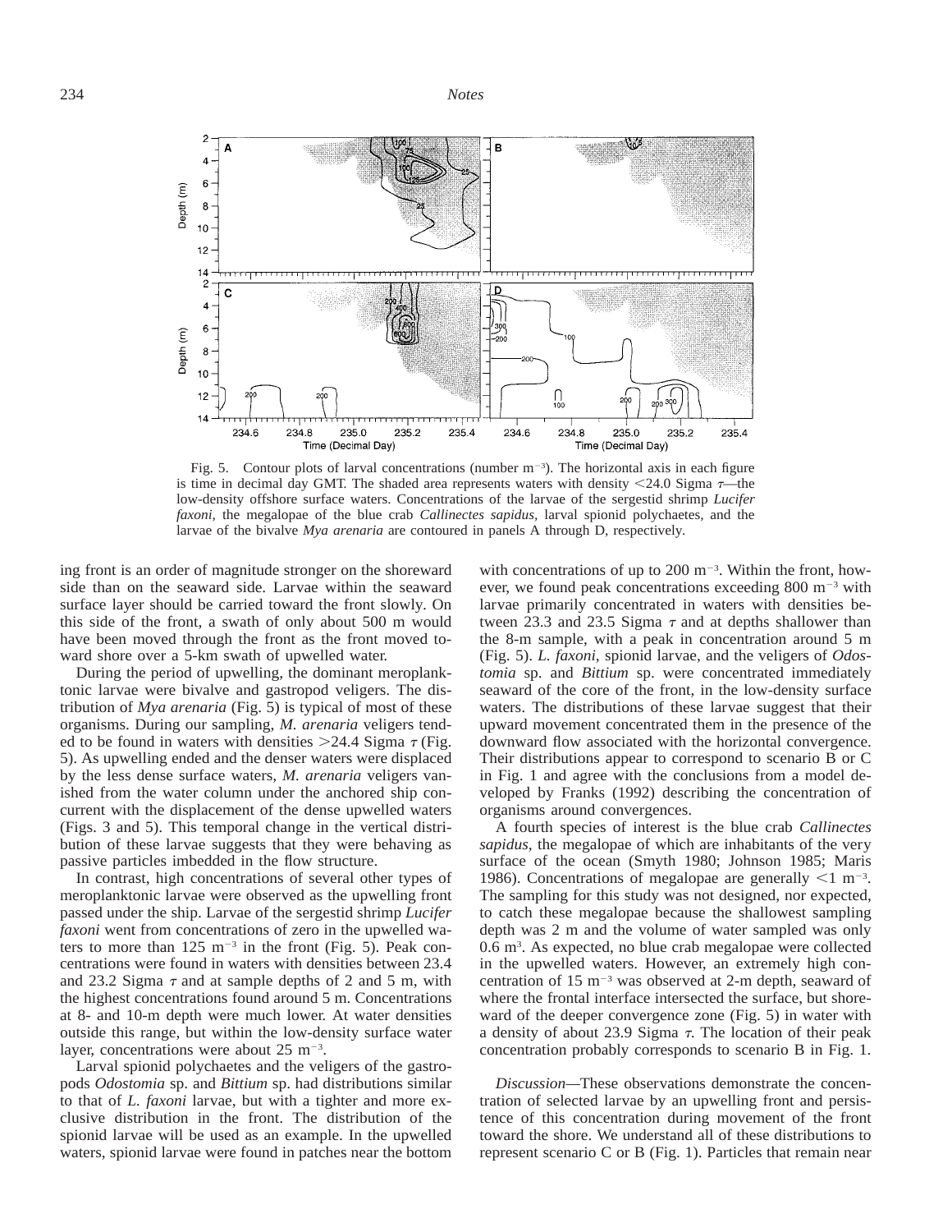A

B

C

D

Depth (m)

Time (Decimal Day)

234.6 234.8 235.0 235.2 235.4

Fig. 5. Contour plots of larval concentrations (number $m^{-3}$). The horizontal axis in each figure is time in decimal day GMT. The shaded area represents waters with density <24.0 Sigma $\tau$—the low-density offshore surface waters. Concentrations of the larvae of the sergestid shrimp *Lucifer faxoni,* the megalopae of the blue crab *Callinectes sapidus,* larval spionid polychaetes, and the larvae of the bivalve *Mya arenaria* are contoured in panels A through D, respectively.

ing front is an order of magnitude stronger on the shoreward side than on the seaward side. Larvae within the seaward surface layer should be carried toward the front slowly. On this side of the front, a swath of only about 500 m would have been moved through the front as the front moved toward shore over a 5-km swath of upwelled water.

During the period of upwelling, the dominant meroplanktonic larvae were bivalve and gastropod veligers. The distribution of *Mya arenaria* (Fig. 5) is typical of most of these organisms. During our sampling, *M. arenaria* veligers tended to be found in waters with densities >24.4 Sigma $\tau$ (Fig. 5). As upwelling ended and the denser waters were displaced by the less dense surface waters, *M. arenaria* veligers vanished from the water column under the anchored ship concurrent with the displacement of the dense upwelled waters (Figs. 3 and 5). This temporal change in the vertical distribution of these larvae suggests that they were behaving as passive particles imbedded in the flow structure.

In contrast, high concentrations of several other types of meroplanktonic larvae were observed as the upwelling front passed under the ship. Larvae of the sergestid shrimp *Lucifer faxoni* went from concentrations of zero in the upwelled waters to more than 125 $m^{-3}$ in the front (Fig. 5). Peak concentrations were found in waters with densities between 23.4 and 23.2 Sigma $\tau$ and at sample depths of 2 and 5 m, with the highest concentrations found around 5 m. Concentrations at 8- and 10-m depth were much lower. At water densities outside this range, but within the low-density surface water layer, concentrations were about 25 $m^{-3}$.

Larval spionid polychaetes and the veligers of the gastropods *Odostomia* sp. and *Bittium* sp. had distributions similar to that of *L. faxoni* larvae, but with a tighter and more exclusive distribution in the front. The distribution of the spionid larvae will be used as an example. In the upwelled waters, spionid larvae were found in patches near the bottom with concentrations of up to 200 $m^{-3}$. Within the front, however, we found peak concentrations exceeding 800 $m^{-3}$ with larvae primarily concentrated in waters with densities between 23.3 and 23.5 Sigma $\tau$ and at depths shallower than the 8-m sample, with a peak in concentration around 5 m (Fig. 5). *L. faxoni,* spionid larvae, and the veligers of *Odostomia* sp. and *Bittium* sp. were concentrated immediately seaward of the core of the front, in the low-density surface waters. The distributions of these larvae suggest that their upward movement concentrated them in the presence of the downward flow associated with the horizontal convergence. Their distributions appear to correspond to scenario B or C in Fig. 1 and agree with the conclusions from a model developed by Franks (1992) describing the concentration of organisms around convergences.

A fourth species of interest is the blue crab *Callinectes sapidus,* the megalopae of which are inhabitants of the very surface of the ocean (Smyth 1980; Johnson 1985; Maris 1986). Concentrations of megalopae are generally <1 $m^{-3}$. The sampling for this study was not designed, nor expected, to catch these megalopae because the shallowest sampling depth was 2 m and the volume of water sampled was only 0.6 $m^3$. As expected, no blue crab megalopae were collected in the upwelled waters. However, an extremely high concentration of 15 $m^{-3}$ was observed at 2-m depth, seaward of where the frontal interface intersected the surface, but shoreward of the deeper convergence zone (Fig. 5) in water with a density of about 23.9 Sigma $\tau$. The location of their peak concentration probably corresponds to scenario B in Fig. 1.

*Discussion*—These observations demonstrate the concentration of selected larvae by an upwelling front and persistence of this concentration during movement of the front toward the shore. We understand all of these distributions to represent scenario C or B (Fig. 1). Particles that remain near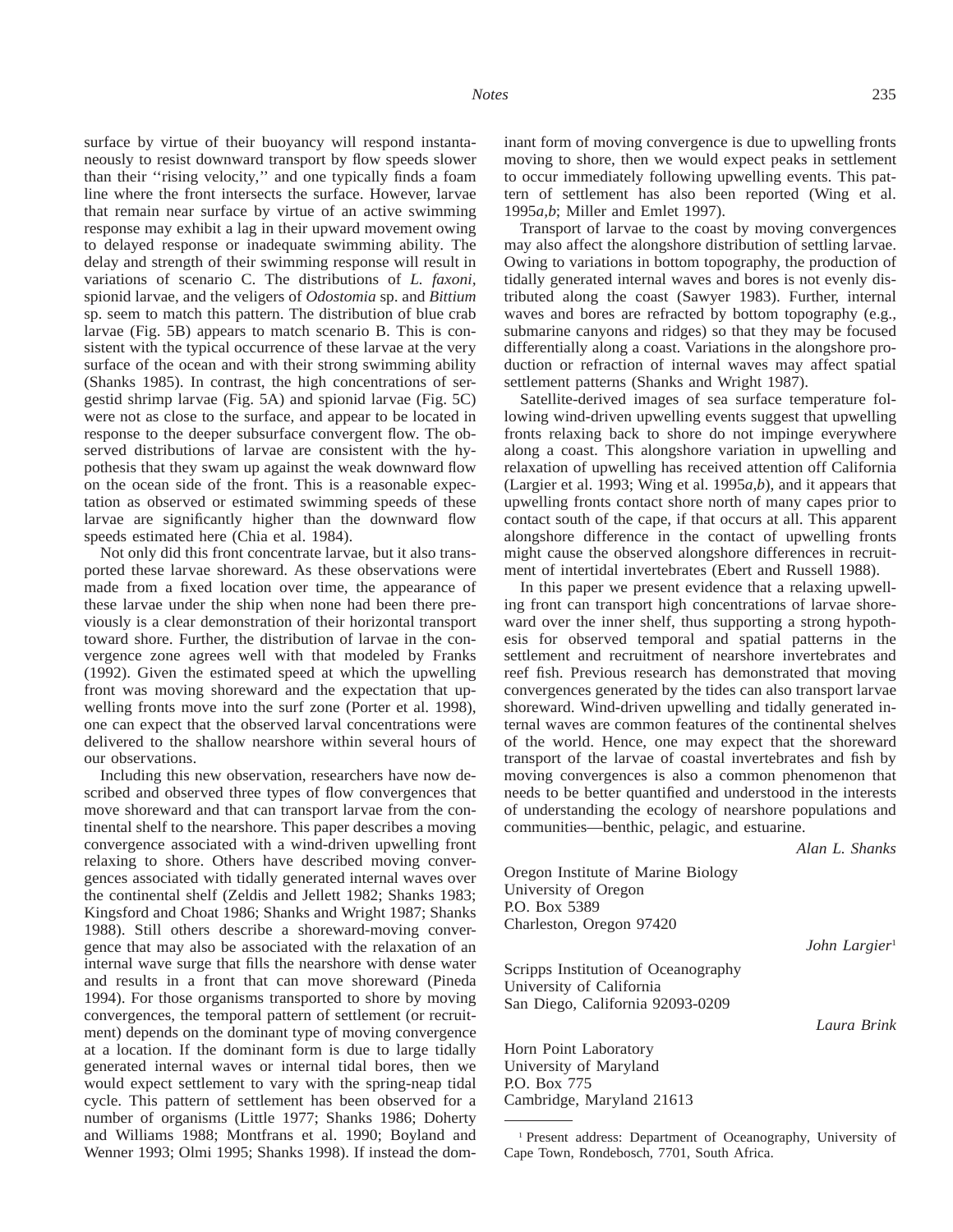surface by virtue of their buoyancy will respond instantaneously to resist downward transport by flow speeds slower than their ''rising velocity,'' and one typically finds a foam line where the front intersects the surface. However, larvae that remain near surface by virtue of an active swimming response may exhibit a lag in their upward movement owing to delayed response or inadequate swimming ability. The delay and strength of their swimming response will result in variations of scenario C. The distributions of *L. faxoni*, spionid larvae, and the veligers of *Odostomia* sp. and *Bittium* sp. seem to match this pattern. The distribution of blue crab larvae (Fig. 5B) appears to match scenario B. This is consistent with the typical occurrence of these larvae at the very surface of the ocean and with their strong swimming ability (Shanks 1985). In contrast, the high concentrations of sergestid shrimp larvae (Fig. 5A) and spionid larvae (Fig. 5C) were not as close to the surface, and appear to be located in response to the deeper subsurface convergent flow. The observed distributions of larvae are consistent with the hypothesis that they swam up against the weak downward flow on the ocean side of the front. This is a reasonable expectation as observed or estimated swimming speeds of these larvae are significantly higher than the downward flow speeds estimated here (Chia et al. 1984).

Not only did this front concentrate larvae, but it also transported these larvae shoreward. As these observations were made from a fixed location over time, the appearance of these larvae under the ship when none had been there previously is a clear demonstration of their horizontal transport toward shore. Further, the distribution of larvae in the convergence zone agrees well with that modeled by Franks (1992). Given the estimated speed at which the upwelling front was moving shoreward and the expectation that upwelling fronts move into the surf zone (Porter et al. 1998), one can expect that the observed larval concentrations were delivered to the shallow nearshore within several hours of our observations.

Including this new observation, researchers have now described and observed three types of flow convergences that move shoreward and that can transport larvae from the continental shelf to the nearshore. This paper describes a moving convergence associated with a wind-driven upwelling front relaxing to shore. Others have described moving convergences associated with tidally generated internal waves over the continental shelf (Zeldis and Jellett 1982; Shanks 1983; Kingsford and Choat 1986; Shanks and Wright 1987; Shanks 1988). Still others describe a shoreward-moving convergence that may also be associated with the relaxation of an internal wave surge that fills the nearshore with dense water and results in a front that can move shoreward (Pineda 1994). For those organisms transported to shore by moving convergences, the temporal pattern of settlement (or recruitment) depends on the dominant type of moving convergence at a location. If the dominant form is due to large tidally generated internal waves or internal tidal bores, then we would expect settlement to vary with the spring-neap tidal cycle. This pattern of settlement has been observed for a number of organisms (Little 1977; Shanks 1986; Doherty and Williams 1988; Montfrans et al. 1990; Boyland and Wenner 1993; Olmi 1995; Shanks 1998). If instead the dominant form of moving convergence is due to upwelling fronts moving to shore, then we would expect peaks in settlement to occur immediately following upwelling events. This pattern of settlement has also been reported (Wing et al. 1995*a,b*; Miller and Emlet 1997).

Transport of larvae to the coast by moving convergences may also affect the alongshore distribution of settling larvae. Owing to variations in bottom topography, the production of tidally generated internal waves and bores is not evenly distributed along the coast (Sawyer 1983). Further, internal waves and bores are refracted by bottom topography (e.g., submarine canyons and ridges) so that they may be focused differentially along a coast. Variations in the alongshore production or refraction of internal waves may affect spatial settlement patterns (Shanks and Wright 1987).

Satellite-derived images of sea surface temperature following wind-driven upwelling events suggest that upwelling fronts relaxing back to shore do not impinge everywhere along a coast. This alongshore variation in upwelling and relaxation of upwelling has received attention off California (Largier et al. 1993; Wing et al. 1995*a,b*), and it appears that upwelling fronts contact shore north of many capes prior to contact south of the cape, if that occurs at all. This apparent alongshore difference in the contact of upwelling fronts might cause the observed alongshore differences in recruitment of intertidal invertebrates (Ebert and Russell 1988).

In this paper we present evidence that a relaxing upwelling front can transport high concentrations of larvae shoreward over the inner shelf, thus supporting a strong hypothesis for observed temporal and spatial patterns in the settlement and recruitment of nearshore invertebrates and reef fish. Previous research has demonstrated that moving convergences generated by the tides can also transport larvae shoreward. Wind-driven upwelling and tidally generated internal waves are common features of the continental shelves of the world. Hence, one may expect that the shoreward transport of the larvae of coastal invertebrates and fish by moving convergences is also a common phenomenon that needs to be better quantified and understood in the interests of understanding the ecology of nearshore populations and communities—benthic, pelagic, and estuarine.

*Alan L. Shanks*

Oregon Institute of Marine Biology
University of Oregon
P.O. Box 5389
Charleston, Oregon 97420

*John Largier*[1]

Scripps Institution of Oceanography
University of California
San Diego, California 92093-0209

*Laura Brink*

Horn Point Laboratory
University of Maryland
P.O. Box 775
Cambridge, Maryland 21613

[1] Present address: Department of Oceanography, University of Cape Town, Rondebosch, 7701, South Africa.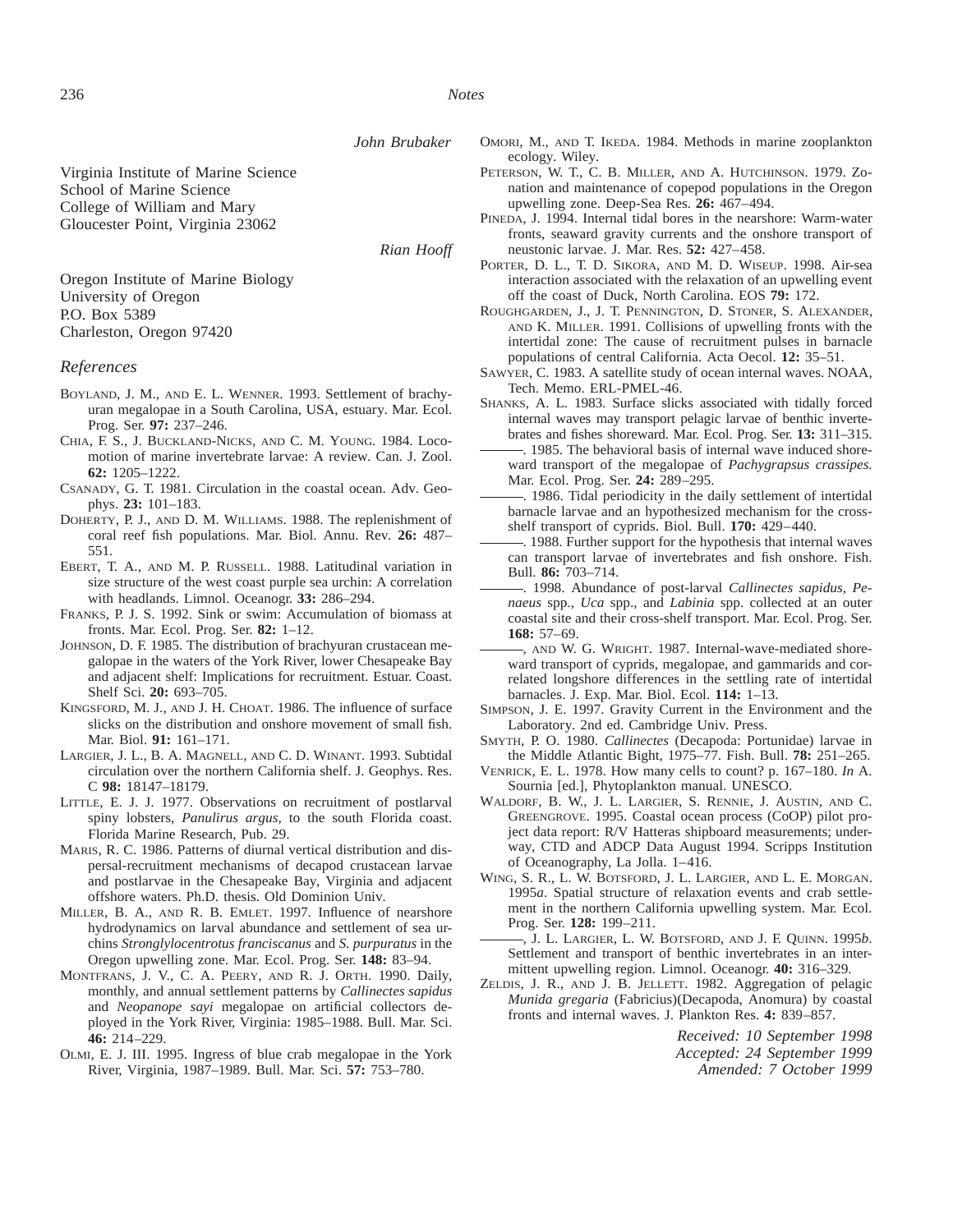*John Brubaker*

Virginia Institute of Marine Science
School of Marine Science
College of William and Mary
Gloucester Point, Virginia 23062

*Rian Hooff*

Oregon Institute of Marine Biology
University of Oregon
P.O. Box 5389
Charleston, Oregon 97420

## References

BOYLAND, J. M., AND E. L. WENNER. 1993. Settlement of brachyuran megalopae in a South Carolina, USA, estuary. Mar. Ecol. Prog. Ser. **97:** 237–246.

CHIA, F. S., J. BUCKLAND-NICKS, AND C. M. YOUNG. 1984. Locomotion of marine invertebrate larvae: A review. Can. J. Zool. **62:** 1205–1222.

CSANADY, G. T. 1981. Circulation in the coastal ocean. Adv. Geophys. **23:** 101–183.

DOHERTY, P. J., AND D. M. WILLIAMS. 1988. The replenishment of coral reef fish populations. Mar. Biol. Annu. Rev. **26:** 487–551.

EBERT, T. A., AND M. P. RUSSELL. 1988. Latitudinal variation in size structure of the west coast purple sea urchin: A correlation with headlands. Limnol. Oceanogr. **33:** 286–294.

FRANKS, P. J. S. 1992. Sink or swim: Accumulation of biomass at fronts. Mar. Ecol. Prog. Ser. **82:** 1–12.

JOHNSON, D. F. 1985. The distribution of brachyuran crustacean megalopae in the waters of the York River, lower Chesapeake Bay and adjacent shelf: Implications for recruitment. Estuar. Coast. Shelf Sci. **20:** 693–705.

KINGSFORD, M. J., AND J. H. CHOAT. 1986. The influence of surface slicks on the distribution and onshore movement of small fish. Mar. Biol. **91:** 161–171.

LARGIER, J. L., B. A. MAGNELL, AND C. D. WINANT. 1993. Subtidal circulation over the northern California shelf. J. Geophys. Res. C **98:** 18147–18179.

LITTLE, E. J. J. 1977. Observations on recruitment of postlarval spiny lobsters, *Panulirus argus,* to the south Florida coast. Florida Marine Research, Pub. 29.

MARIS, R. C. 1986. Patterns of diurnal vertical distribution and dispersal-recruitment mechanisms of decapod crustacean larvae and postlarvae in the Chesapeake Bay, Virginia and adjacent offshore waters. Ph.D. thesis. Old Dominion Univ.

MILLER, B. A., AND R. B. EMLET. 1997. Influence of nearshore hydrodynamics on larval abundance and settlement of sea urchins *Stronglylocentrotus franciscanus* and *S. purpuratus* in the Oregon upwelling zone. Mar. Ecol. Prog. Ser. **148:** 83–94.

MONTFRANS, J. V., C. A. PEERY, AND R. J. ORTH. 1990. Daily, monthly, and annual settlement patterns by *Callinectes sapidus* and *Neopanope sayi* megalopae on artificial collectors deployed in the York River, Virginia: 1985–1988. Bull. Mar. Sci. **46:** 214–229.

OLMI, E. J. III. 1995. Ingress of blue crab megalopae in the York River, Virginia, 1987–1989. Bull. Mar. Sci. **57:** 753–780.

OMORI, M., AND T. IKEDA. 1984. Methods in marine zooplankton ecology. Wiley.

PETERSON, W. T., C. B. MILLER, AND A. HUTCHINSON. 1979. Zonation and maintenance of copepod populations in the Oregon upwelling zone. Deep-Sea Res. **26:** 467–494.

PINEDA, J. 1994. Internal tidal bores in the nearshore: Warm-water fronts, seaward gravity currents and the onshore transport of neustonic larvae. J. Mar. Res. **52:** 427–458.

PORTER, D. L., T. D. SIKORA, AND M. D. WISEUP. 1998. Air-sea interaction associated with the relaxation of an upwelling event off the coast of Duck, North Carolina. EOS **79:** 172.

ROUGHGARDEN, J., J. T. PENNINGTON, D. STONER, S. ALEXANDER, AND K. MILLER. 1991. Collisions of upwelling fronts with the intertidal zone: The cause of recruitment pulses in barnacle populations of central California. Acta Oecol. **12:** 35–51.

SAWYER, C. 1983. A satellite study of ocean internal waves. NOAA, Tech. Memo. ERL-PMEL-46.

SHANKS, A. L. 1983. Surface slicks associated with tidally forced internal waves may transport pelagic larvae of benthic invertebrates and fishes shoreward. Mar. Ecol. Prog. Ser. **13:** 311–315.

———. 1985. The behavioral basis of internal wave induced shoreward transport of the megalopae of *Pachygrapsus crassipes.* Mar. Ecol. Prog. Ser. **24:** 289–295.

———. 1986. Tidal periodicity in the daily settlement of intertidal barnacle larvae and an hypothesized mechanism for the cross-shelf transport of cyprids. Biol. Bull. **170:** 429–440.

———. 1988. Further support for the hypothesis that internal waves can transport larvae of invertebrates and fish onshore. Fish. Bull. **86:** 703–714.

———. 1998. Abundance of post-larval *Callinectes sapidus, Penaeus* spp., *Uca* spp., and *Labinia* spp. collected at an outer coastal site and their cross-shelf transport. Mar. Ecol. Prog. Ser. **168:** 57–69.

———, AND W. G. WRIGHT. 1987. Internal-wave-mediated shoreward transport of cyprids, megalopae, and gammarids and correlated longshore differences in the settling rate of intertidal barnacles. J. Exp. Mar. Biol. Ecol. **114:** 1–13.

SIMPSON, J. E. 1997. Gravity Current in the Environment and the Laboratory. 2nd ed. Cambridge Univ. Press.

SMYTH, P. O. 1980. *Callinectes* (Decapoda: Portunidae) larvae in the Middle Atlantic Bight, 1975–77. Fish. Bull. **78:** 251–265.

VENRICK, E. L. 1978. How many cells to count? p. 167–180. *In* A. Sournia [ed.], Phytoplankton manual. UNESCO.

WALDORF, B. W., J. L. LARGIER, S. RENNIE, J. AUSTIN, AND C. GREENGROVE. 1995. Coastal ocean process (CoOP) pilot project data report: R/V Hatteras shipboard measurements; underway, CTD and ADCP Data August 1994. Scripps Institution of Oceanography, La Jolla. 1–416.

WING, S. R., L. W. BOTSFORD, J. L. LARGIER, AND L. E. MORGAN. 1995*a*. Spatial structure of relaxation events and crab settlement in the northern California upwelling system. Mar. Ecol. Prog. Ser. **128:** 199–211.

———, J. L. LARGIER, L. W. BOTSFORD, AND J. F. QUINN. 1995*b*. Settlement and transport of benthic invertebrates in an intermittent upwelling region. Limnol. Oceanogr. **40:** 316–329.

ZELDIS, J. R., AND J. B. JELLETT. 1982. Aggregation of pelagic *Munida gregaria* (Fabricius)(Decapoda, Anomura) by coastal fronts and internal waves. J. Plankton Res. **4:** 839–857.

*Received: 10 September 1998*
*Accepted: 24 September 1999*
*Amended: 7 October 1999*